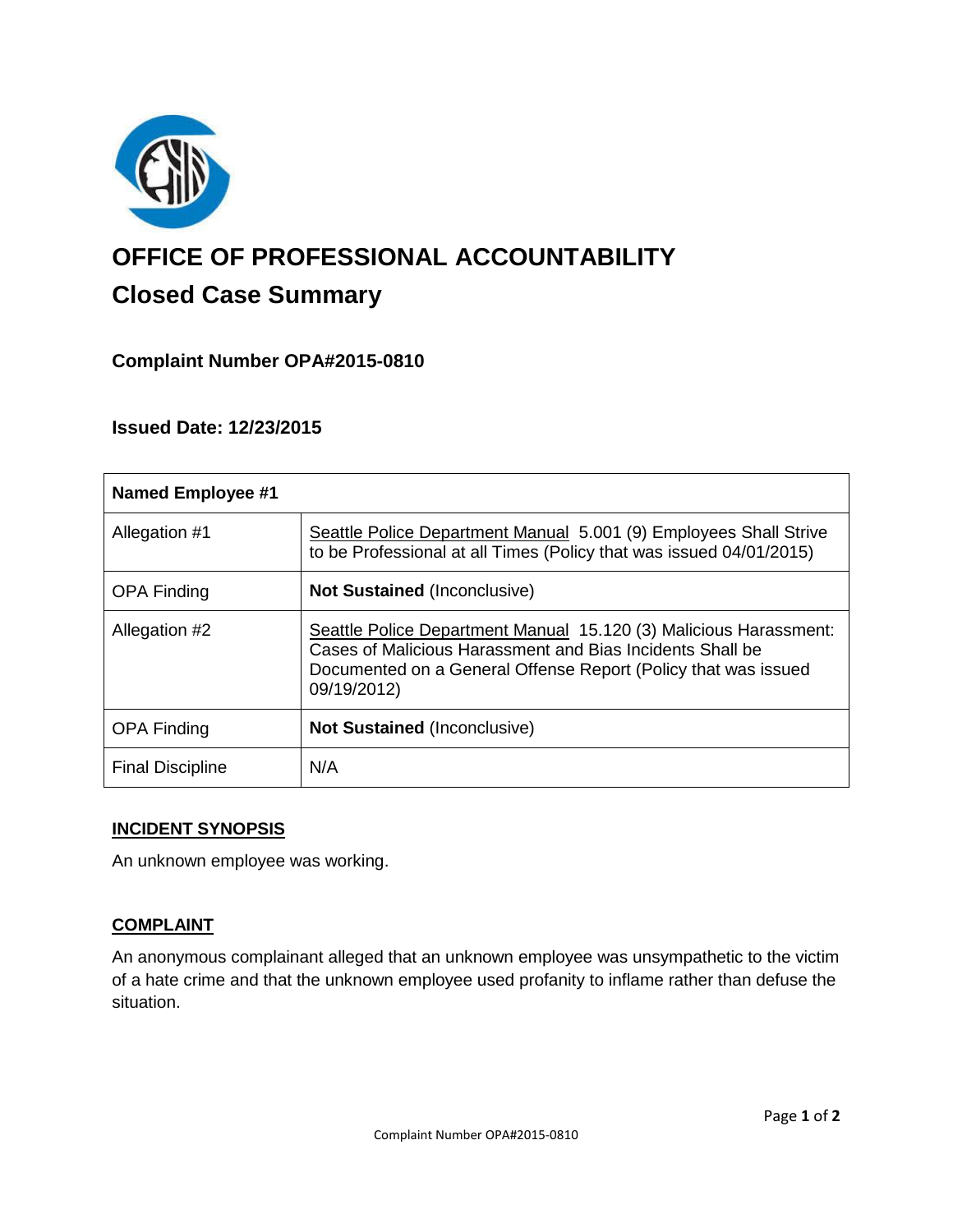# OFFICE OF PROFESSIONAL ACCOUNTABILITY

## Closed Case Summary

### Complaint Number OPA#2015-0810

### Issued Date: 12/23/2015

| Named Employee #1 | |
|---|---|
| Allegation #1 | Seattle Police Department Manual 5.001 (9) Employees Shall Strive to be Professional at all Times (Policy that was issued 04/01/2015) |
| OPA Finding | **Not Sustained** (Inconclusive) |
| Allegation #2 | Seattle Police Department Manual 15.120 (3) Malicious Harassment: Cases of Malicious Harassment and Bias Incidents Shall be Documented on a General Offense Report (Policy that was issued 09/19/2012) |
| OPA Finding | **Not Sustained** (Inconclusive) |
| Final Discipline | N/A |

## INCIDENT SYNOPSIS

An unknown employee was working.

## COMPLAINT

An anonymous complainant alleged that an unknown employee was unsympathetic to the victim of a hate crime and that the unknown employee used profanity to inflame rather than defuse the situation.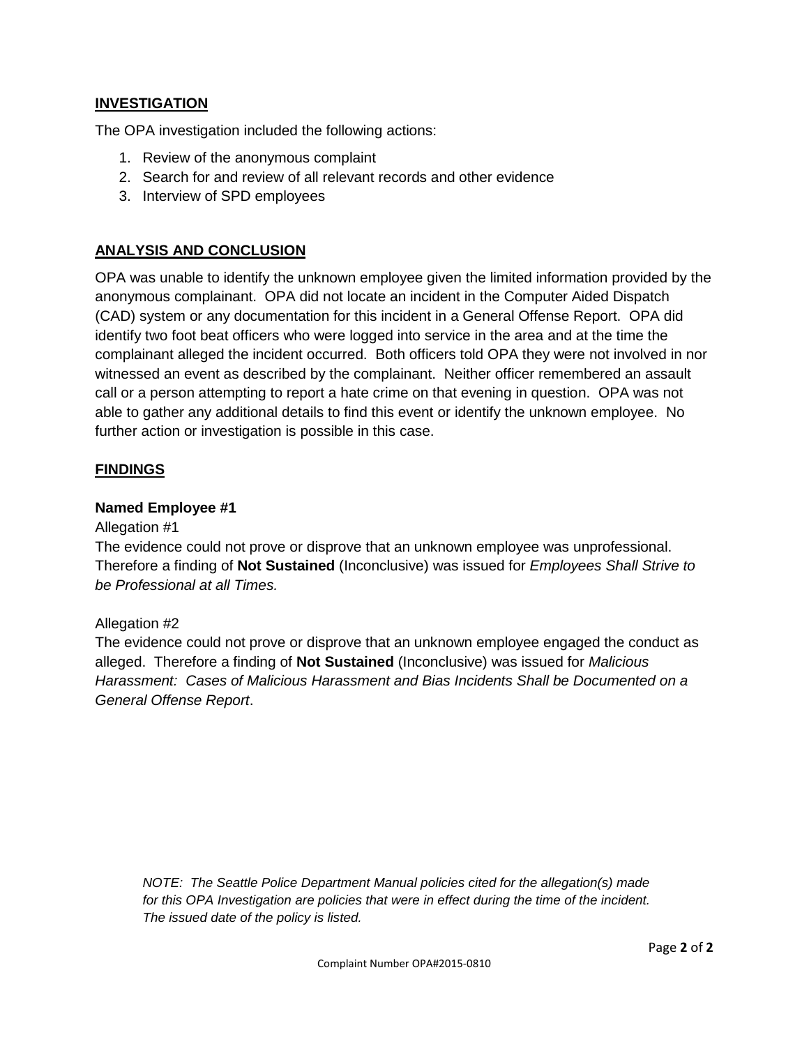## INVESTIGATION

The OPA investigation included the following actions:

1. Review of the anonymous complaint
2. Search for and review of all relevant records and other evidence
3. Interview of SPD employees

## ANALYSIS AND CONCLUSION

OPA was unable to identify the unknown employee given the limited information provided by the anonymous complainant. OPA did not locate an incident in the Computer Aided Dispatch (CAD) system or any documentation for this incident in a General Offense Report. OPA did identify two foot beat officers who were logged into service in the area and at the time the complainant alleged the incident occurred. Both officers told OPA they were not involved in nor witnessed an event as described by the complainant. Neither officer remembered an assault call or a person attempting to report a hate crime on that evening in question. OPA was not able to gather any additional details to find this event or identify the unknown employee. No further action or investigation is possible in this case.

## FINDINGS

**Named Employee #1**

Allegation #1

The evidence could not prove or disprove that an unknown employee was unprofessional. Therefore a finding of **Not Sustained** (Inconclusive) was issued for *Employees Shall Strive to be Professional at all Times.*

Allegation #2

The evidence could not prove or disprove that an unknown employee engaged the conduct as alleged. Therefore a finding of **Not Sustained** (Inconclusive) was issued for *Malicious Harassment: Cases of Malicious Harassment and Bias Incidents Shall be Documented on a General Offense Report*.

*NOTE: The Seattle Police Department Manual policies cited for the allegation(s) made for this OPA Investigation are policies that were in effect during the time of the incident. The issued date of the policy is listed.*

Complaint Number OPA#2015-0810